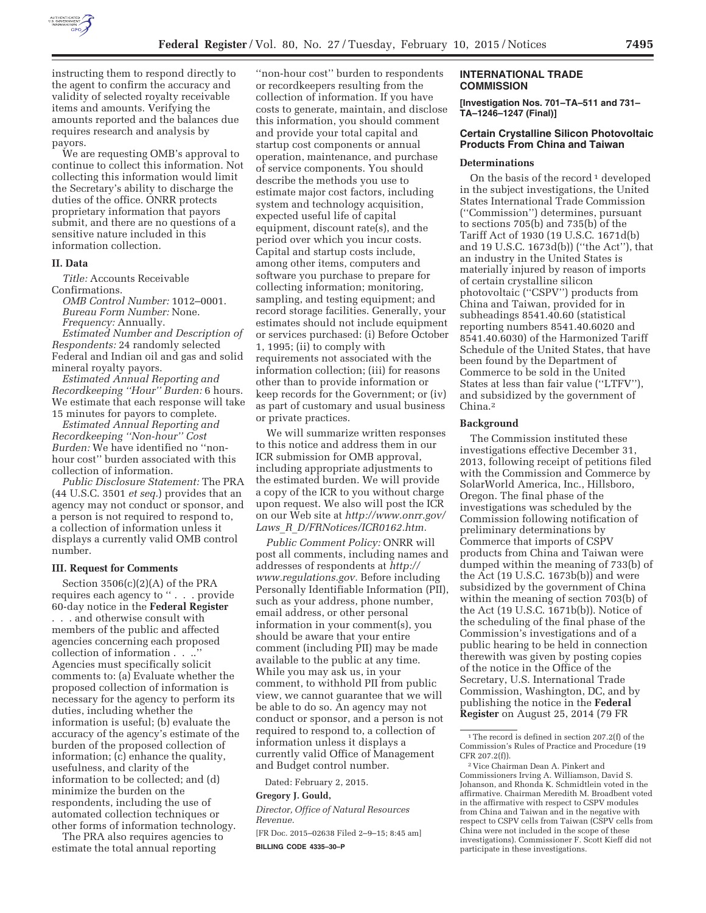instructing them to respond directly to the agent to confirm the accuracy and validity of selected royalty receivable items and amounts. Verifying the amounts reported and the balances due requires research and analysis by payors.

We are requesting OMB's approval to continue to collect this information. Not collecting this information would limit the Secretary's ability to discharge the duties of the office. ONRR protects proprietary information that payors submit, and there are no questions of a sensitive nature included in this information collection.

### II. Data

*Title:* Accounts Receivable Confirmations.

*OMB Control Number:* 1012–0001.

*Bureau Form Number:* None.

*Frequency:* Annually.

*Estimated Number and Description of Respondents:* 24 randomly selected Federal and Indian oil and gas and solid mineral royalty payors.

*Estimated Annual Reporting and Recordkeeping "Hour" Burden:* 6 hours. We estimate that each response will take 15 minutes for payors to complete.

*Estimated Annual Reporting and Recordkeeping "Non-hour" Cost Burden:* We have identified no "non-hour cost" burden associated with this collection of information.

*Public Disclosure Statement:* The PRA (44 U.S.C. 3501 *et seq.*) provides that an agency may not conduct or sponsor, and a person is not required to respond to, a collection of information unless it displays a currently valid OMB control number.

### III. Request for Comments

Section 3506(c)(2)(A) of the PRA requires each agency to " . . . provide 60-day notice in the **Federal Register** . . . and otherwise consult with members of the public and affected agencies concerning each proposed collection of information . . .." Agencies must specifically solicit comments to: (a) Evaluate whether the proposed collection of information is necessary for the agency to perform its duties, including whether the information is useful; (b) evaluate the accuracy of the agency's estimate of the burden of the proposed collection of information; (c) enhance the quality, usefulness, and clarity of the information to be collected; and (d) minimize the burden on the respondents, including the use of automated collection techniques or other forms of information technology.

The PRA also requires agencies to estimate the total annual reporting "non-hour cost" burden to respondents or recordkeepers resulting from the collection of information. If you have costs to generate, maintain, and disclose this information, you should comment and provide your total capital and startup cost components or annual operation, maintenance, and purchase of service components. You should describe the methods you use to estimate major cost factors, including system and technology acquisition, expected useful life of capital equipment, discount rate(s), and the period over which you incur costs. Capital and startup costs include, among other items, computers and software you purchase to prepare for collecting information; monitoring, sampling, and testing equipment; and record storage facilities. Generally, your estimates should not include equipment or services purchased: (i) Before October 1, 1995; (ii) to comply with requirements not associated with the information collection; (iii) for reasons other than to provide information or keep records for the Government; or (iv) as part of customary and usual business or private practices.

We will summarize written responses to this notice and address them in our ICR submission for OMB approval, including appropriate adjustments to the estimated burden. We will provide a copy of the ICR to you without charge upon request. We also will post the ICR on our Web site at *http://www.onrr.gov/Laws_R_D/FRNotices/ICR0162.htm.*

*Public Comment Policy:* ONRR will post all comments, including names and addresses of respondents at *http://www.regulations.gov.* Before including Personally Identifiable Information (PII), such as your address, phone number, email address, or other personal information in your comment(s), you should be aware that your entire comment (including PII) may be made available to the public at any time. While you may ask us, in your comment, to withhold PII from public view, we cannot guarantee that we will be able to do so. An agency may not conduct or sponsor, and a person is not required to respond to, a collection of information unless it displays a currently valid Office of Management and Budget control number.

Dated: February 2, 2015.

**Gregory J. Gould,**

*Director, Office of Natural Resources Revenue.*

[FR Doc. 2015–02638 Filed 2–9–15; 8:45 am]

**BILLING CODE 4335–30–P**

## INTERNATIONAL TRADE COMMISSION

**[Investigation Nos. 701–TA–511 and 731–TA–1246–1247 (Final)]**

### Certain Crystalline Silicon Photovoltaic Products From China and Taiwan

#### Determinations

On the basis of the record[1] developed in the subject investigations, the United States International Trade Commission ("Commission") determines, pursuant to sections 705(b) and 735(b) of the Tariff Act of 1930 (19 U.S.C. 1671d(b) and 19 U.S.C. 1673d(b)) ("the Act"), that an industry in the United States is materially injured by reason of imports of certain crystalline silicon photovoltaic ("CSPV") products from China and Taiwan, provided for in subheadings 8541.40.60 (statistical reporting numbers 8541.40.6020 and 8541.40.6030) of the Harmonized Tariff Schedule of the United States, that have been found by the Department of Commerce to be sold in the United States at less than fair value ("LTFV"), and subsidized by the government of China.[2]

#### Background

The Commission instituted these investigations effective December 31, 2013, following receipt of petitions filed with the Commission and Commerce by SolarWorld America, Inc., Hillsboro, Oregon. The final phase of the investigations was scheduled by the Commission following notification of preliminary determinations by Commerce that imports of CSPV products from China and Taiwan were dumped within the meaning of 733(b) of the Act (19 U.S.C. 1673b(b)) and were subsidized by the government of China within the meaning of section 703(b) of the Act (19 U.S.C. 1671b(b)). Notice of the scheduling of the final phase of the Commission's investigations and of a public hearing to be held in connection therewith was given by posting copies of the notice in the Office of the Secretary, U.S. International Trade Commission, Washington, DC, and by publishing the notice in the **Federal Register** on August 25, 2014 (79 FR

---

[1] The record is defined in section 207.2(f) of the Commission's Rules of Practice and Procedure (19 CFR 207.2(f)).

[2] Vice Chairman Dean A. Pinkert and Commissioners Irving A. Williamson, David S. Johanson, and Rhonda K. Schmidtlein voted in the affirmative. Chairman Meredith M. Broadbent voted in the affirmative with respect to CSPV modules from China and Taiwan and in the negative with respect to CSPV cells from Taiwan (CSPV cells from China were not included in the scope of these investigations). Commissioner F. Scott Kieff did not participate in these investigations.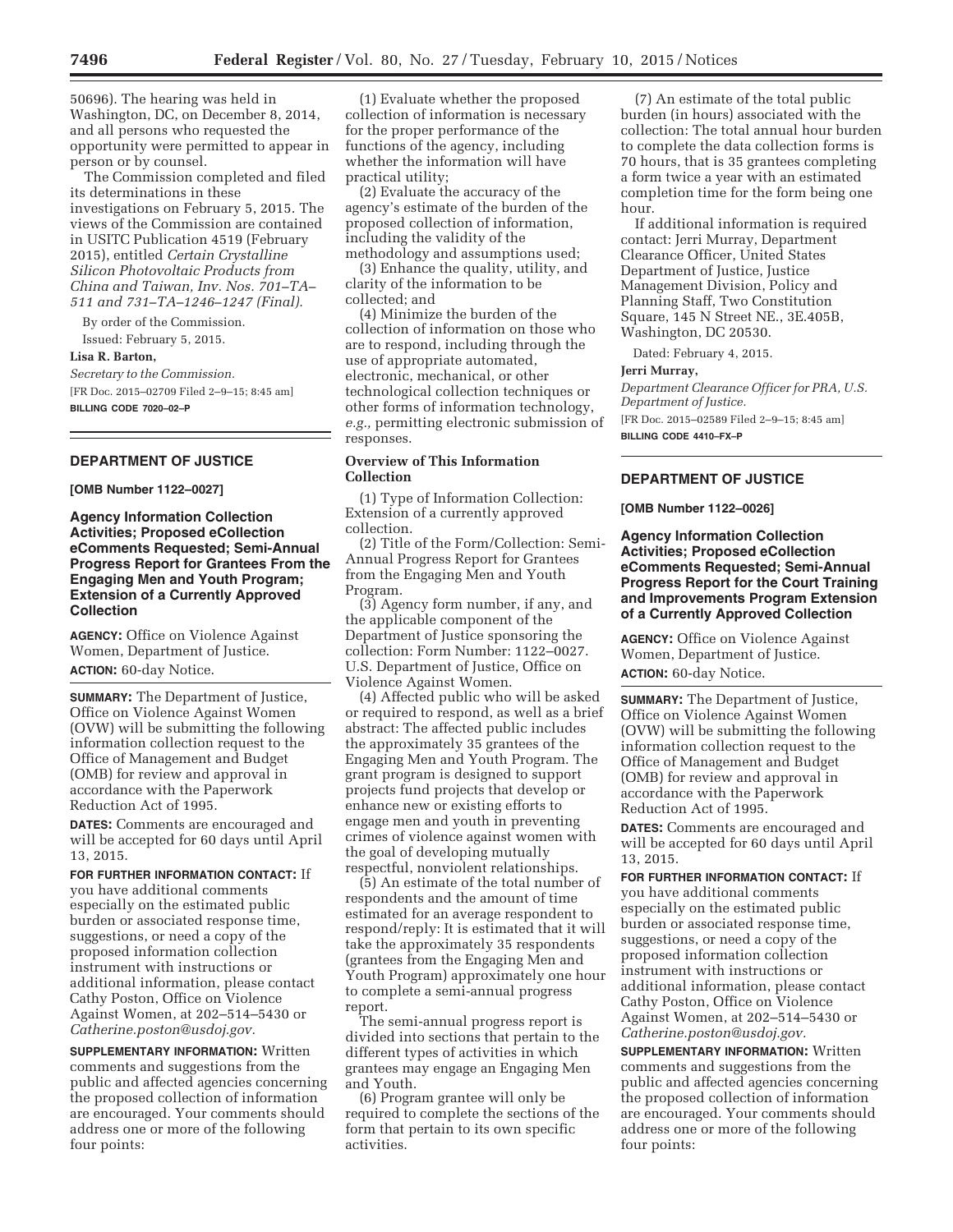50696). The hearing was held in Washington, DC, on December 8, 2014, and all persons who requested the opportunity were permitted to appear in person or by counsel.

The Commission completed and filed its determinations in these investigations on February 5, 2015. The views of the Commission are contained in USITC Publication 4519 (February 2015), entitled *Certain Crystalline Silicon Photovoltaic Products from China and Taiwan, Inv. Nos. 701–TA–511 and 731–TA–1246–1247 (Final).*

By order of the Commission.

Issued: February 5, 2015.

**Lisa R. Barton,**

*Secretary to the Commission.*

[FR Doc. 2015–02709 Filed 2–9–15; 8:45 am]

**BILLING CODE 7020–02–P**

## DEPARTMENT OF JUSTICE

**[OMB Number 1122–0027]**

### Agency Information Collection Activities; Proposed eCollection eComments Requested; Semi-Annual Progress Report for Grantees From the Engaging Men and Youth Program; Extension of a Currently Approved Collection

**AGENCY:** Office on Violence Against Women, Department of Justice.

**ACTION:** 60-day Notice.

**SUMMARY:** The Department of Justice, Office on Violence Against Women (OVW) will be submitting the following information collection request to the Office of Management and Budget (OMB) for review and approval in accordance with the Paperwork Reduction Act of 1995.

**DATES:** Comments are encouraged and will be accepted for 60 days until April 13, 2015.

**FOR FURTHER INFORMATION CONTACT:** If you have additional comments especially on the estimated public burden or associated response time, suggestions, or need a copy of the proposed information collection instrument with instructions or additional information, please contact Cathy Poston, Office on Violence Against Women, at 202–514–5430 or *Catherine.poston@usdoj.gov.*

**SUPPLEMENTARY INFORMATION:** Written comments and suggestions from the public and affected agencies concerning the proposed collection of information are encouraged. Your comments should address one or more of the following four points:

(1) Evaluate whether the proposed collection of information is necessary for the proper performance of the functions of the agency, including whether the information will have practical utility;

(2) Evaluate the accuracy of the agency's estimate of the burden of the proposed collection of information, including the validity of the methodology and assumptions used;

(3) Enhance the quality, utility, and clarity of the information to be collected; and

(4) Minimize the burden of the collection of information on those who are to respond, including through the use of appropriate automated, electronic, mechanical, or other technological collection techniques or other forms of information technology, *e.g.,* permitting electronic submission of responses.

**Overview of This Information Collection**

(1) Type of Information Collection: Extension of a currently approved collection.

(2) Title of the Form/Collection: Semi-Annual Progress Report for Grantees from the Engaging Men and Youth Program.

(3) Agency form number, if any, and the applicable component of the Department of Justice sponsoring the collection: Form Number: 1122–0027. U.S. Department of Justice, Office on Violence Against Women.

(4) Affected public who will be asked or required to respond, as well as a brief abstract: The affected public includes the approximately 35 grantees of the Engaging Men and Youth Program. The grant program is designed to support projects fund projects that develop or enhance new or existing efforts to engage men and youth in preventing crimes of violence against women with the goal of developing mutually respectful, nonviolent relationships.

(5) An estimate of the total number of respondents and the amount of time estimated for an average respondent to respond/reply: It is estimated that it will take the approximately 35 respondents (grantees from the Engaging Men and Youth Program) approximately one hour to complete a semi-annual progress report.

The semi-annual progress report is divided into sections that pertain to the different types of activities in which grantees may engage an Engaging Men and Youth.

(6) Program grantee will only be required to complete the sections of the form that pertain to its own specific activities.

(7) An estimate of the total public burden (in hours) associated with the collection: The total annual hour burden to complete the data collection forms is 70 hours, that is 35 grantees completing a form twice a year with an estimated completion time for the form being one hour.

If additional information is required contact: Jerri Murray, Department Clearance Officer, United States Department of Justice, Justice Management Division, Policy and Planning Staff, Two Constitution Square, 145 N Street NE., 3E.405B, Washington, DC 20530.

Dated: February 4, 2015.

**Jerri Murray,**

*Department Clearance Officer for PRA, U.S. Department of Justice.*

[FR Doc. 2015–02589 Filed 2–9–15; 8:45 am]

**BILLING CODE 4410–FX–P**

## DEPARTMENT OF JUSTICE

**[OMB Number 1122–0026]**

### Agency Information Collection Activities; Proposed eCollection eComments Requested; Semi-Annual Progress Report for the Court Training and Improvements Program Extension of a Currently Approved Collection

**AGENCY:** Office on Violence Against Women, Department of Justice.

**ACTION:** 60-day Notice.

**SUMMARY:** The Department of Justice, Office on Violence Against Women (OVW) will be submitting the following information collection request to the Office of Management and Budget (OMB) for review and approval in accordance with the Paperwork Reduction Act of 1995.

**DATES:** Comments are encouraged and will be accepted for 60 days until April 13, 2015.

**FOR FURTHER INFORMATION CONTACT:** If you have additional comments especially on the estimated public burden or associated response time, suggestions, or need a copy of the proposed information collection instrument with instructions or additional information, please contact Cathy Poston, Office on Violence Against Women, at 202–514–5430 or *Catherine.poston@usdoj.gov.*

**SUPPLEMENTARY INFORMATION:** Written comments and suggestions from the public and affected agencies concerning the proposed collection of information are encouraged. Your comments should address one or more of the following four points: